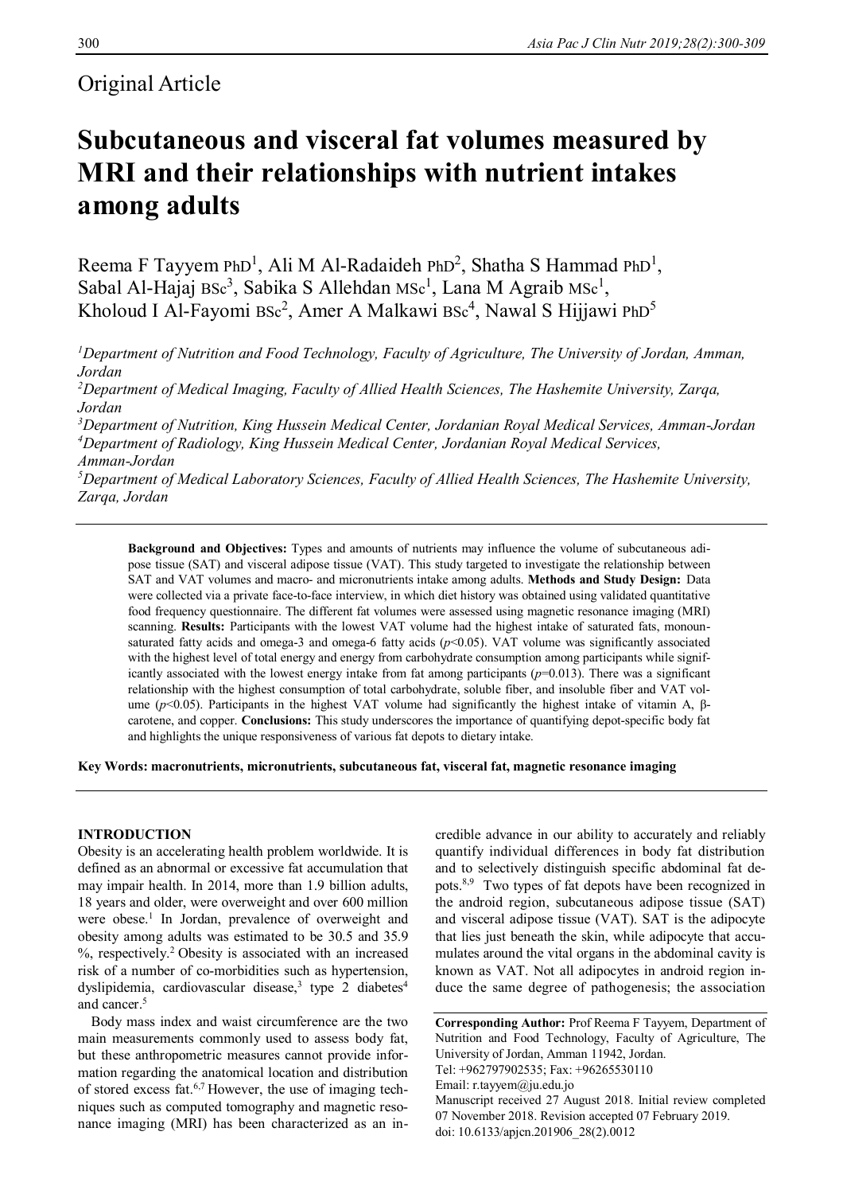Original Article

# Subcutaneous and visceral fat volumes measured by MRI and their relationships with nutrient intakes among adults

Reema F Tayyem PhD[1], Ali M Al-Radaideh PhD[2], Shatha S Hammad PhD[1], Sabal Al-Hajaj BSc[3], Sabika S Allehdan MSc[1], Lana M Agraib MSc[1], Kholoud I Al-Fayomi BSc[2], Amer A Malkawi BSc[4], Nawal S Hijjawi PhD[5]

*[1]Department of Nutrition and Food Technology, Faculty of Agriculture, The University of Jordan, Amman, Jordan*
*[2]Department of Medical Imaging, Faculty of Allied Health Sciences, The Hashemite University, Zarqa, Jordan*
*[3]Department of Nutrition, King Hussein Medical Center, Jordanian Royal Medical Services, Amman-Jordan*
*[4]Department of Radiology, King Hussein Medical Center, Jordanian Royal Medical Services, Amman-Jordan*
*[5]Department of Medical Laboratory Sciences, Faculty of Allied Health Sciences, The Hashemite University, Zarqa, Jordan*

**Background and Objectives:** Types and amounts of nutrients may influence the volume of subcutaneous adipose tissue (SAT) and visceral adipose tissue (VAT). This study targeted to investigate the relationship between SAT and VAT volumes and macro- and micronutrients intake among adults. **Methods and Study Design:** Data were collected via a private face-to-face interview, in which diet history was obtained using validated quantitative food frequency questionnaire. The different fat volumes were assessed using magnetic resonance imaging (MRI) scanning. **Results:** Participants with the lowest VAT volume had the highest intake of saturated fats, monounsaturated fatty acids and omega-3 and omega-6 fatty acids ($p<0.05$). VAT volume was significantly associated with the highest level of total energy and energy from carbohydrate consumption among participants while significantly associated with the lowest energy intake from fat among participants ($p=0.013$). There was a significant relationship with the highest consumption of total carbohydrate, soluble fiber, and insoluble fiber and VAT volume ($p<0.05$). Participants in the highest VAT volume had significantly the highest intake of vitamin A, β-carotene, and copper. **Conclusions:** This study underscores the importance of quantifying depot-specific body fat and highlights the unique responsiveness of various fat depots to dietary intake.

**Key Words: macronutrients, micronutrients, subcutaneous fat, visceral fat, magnetic resonance imaging**

## INTRODUCTION

Obesity is an accelerating health problem worldwide. It is defined as an abnormal or excessive fat accumulation that may impair health. In 2014, more than 1.9 billion adults, 18 years and older, were overweight and over 600 million were obese.[1] In Jordan, prevalence of overweight and obesity among adults was estimated to be 30.5 and 35.9 %, respectively.[2] Obesity is associated with an increased risk of a number of co-morbidities such as hypertension, dyslipidemia, cardiovascular disease,[3] type 2 diabetes[4] and cancer.[5]

Body mass index and waist circumference are the two main measurements commonly used to assess body fat, but these anthropometric measures cannot provide information regarding the anatomical location and distribution of stored excess fat.[6,7] However, the use of imaging techniques such as computed tomography and magnetic resonance imaging (MRI) has been characterized as an incredible advance in our ability to accurately and reliably quantify individual differences in body fat distribution and to selectively distinguish specific abdominal fat depots.[8,9] Two types of fat depots have been recognized in the android region, subcutaneous adipose tissue (SAT) and visceral adipose tissue (VAT). SAT is the adipocyte that lies just beneath the skin, while adipocyte that accumulates around the vital organs in the abdominal cavity is known as VAT. Not all adipocytes in android region induce the same degree of pathogenesis; the association

**Corresponding Author:** Prof Reema F Tayyem, Department of Nutrition and Food Technology, Faculty of Agriculture, The University of Jordan, Amman 11942, Jordan.
Tel: +962797902535; Fax: +96265530110
Email: r.tayyem@ju.edu.jo
Manuscript received 27 August 2018. Initial review completed 07 November 2018. Revision accepted 07 February 2019.
doi: 10.6133/apjcn.201906_28(2).0012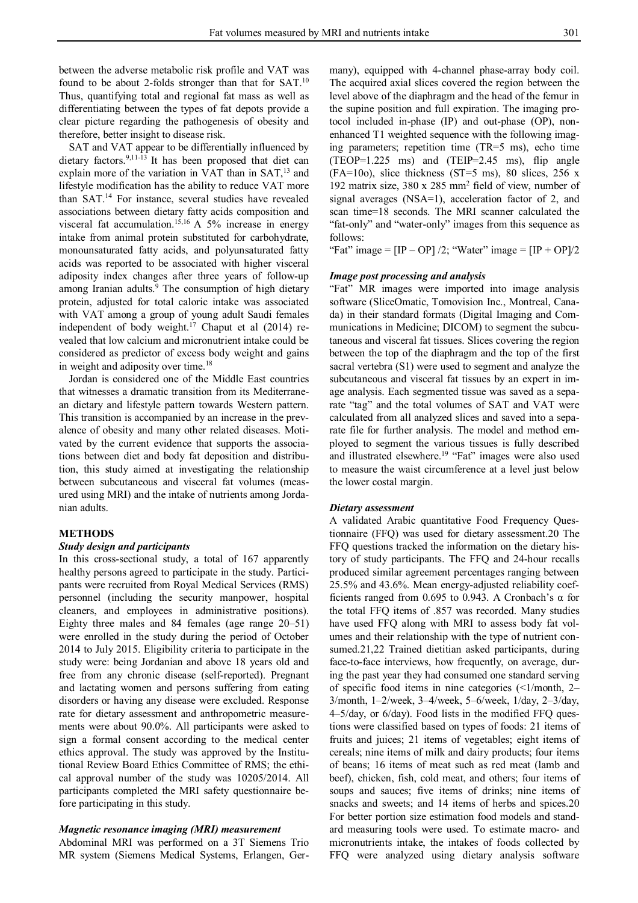between the adverse metabolic risk profile and VAT was found to be about 2-folds stronger than that for SAT.[10] Thus, quantifying total and regional fat mass as well as differentiating between the types of fat depots provide a clear picture regarding the pathogenesis of obesity and therefore, better insight to disease risk.

SAT and VAT appear to be differentially influenced by dietary factors.[9,11-13] It has been proposed that diet can explain more of the variation in VAT than in SAT,[13] and lifestyle modification has the ability to reduce VAT more than SAT.[14] For instance, several studies have revealed associations between dietary fatty acids composition and visceral fat accumulation.[15,16] A 5% increase in energy intake from animal protein substituted for carbohydrate, monounsaturated fatty acids, and polyunsaturated fatty acids was reported to be associated with higher visceral adiposity index changes after three years of follow-up among Iranian adults.[9] The consumption of high dietary protein, adjusted for total caloric intake was associated with VAT among a group of young adult Saudi females independent of body weight.[17] Chaput et al (2014) revealed that low calcium and micronutrient intake could be considered as predictor of excess body weight and gains in weight and adiposity over time.[18]

Jordan is considered one of the Middle East countries that witnesses a dramatic transition from its Mediterranean dietary and lifestyle pattern towards Western pattern. This transition is accompanied by an increase in the prevalence of obesity and many other related diseases. Motivated by the current evidence that supports the associations between diet and body fat deposition and distribution, this study aimed at investigating the relationship between subcutaneous and visceral fat volumes (measured using MRI) and the intake of nutrients among Jordanian adults.

## METHODS

### *Study design and participants*

In this cross-sectional study, a total of 167 apparently healthy persons agreed to participate in the study. Participants were recruited from Royal Medical Services (RMS) personnel (including the security manpower, hospital cleaners, and employees in administrative positions). Eighty three males and 84 females (age range 20–51) were enrolled in the study during the period of October 2014 to July 2015. Eligibility criteria to participate in the study were: being Jordanian and above 18 years old and free from any chronic disease (self-reported). Pregnant and lactating women and persons suffering from eating disorders or having any disease were excluded. Response rate for dietary assessment and anthropometric measurements were about 90.0%. All participants were asked to sign a formal consent according to the medical center ethics approval. The study was approved by the Institutional Review Board Ethics Committee of RMS; the ethical approval number of the study was 10205/2014. All participants completed the MRI safety questionnaire before participating in this study.

### *Magnetic resonance imaging (MRI) measurement*

Abdominal MRI was performed on a 3T Siemens Trio MR system (Siemens Medical Systems, Erlangen, Germany), equipped with 4-channel phase-array body coil. The acquired axial slices covered the region between the level above of the diaphragm and the head of the femur in the supine position and full expiration. The imaging protocol included in-phase (IP) and out-phase (OP), non-enhanced T1 weighted sequence with the following imaging parameters; repetition time (TR=5 ms), echo time (TEOP=1.225 ms) and (TEIP=2.45 ms), flip angle (FA=10o), slice thickness (ST=5 ms), 80 slices, 256 x 192 matrix size, 380 x 285 mm$^2$ field of view, number of signal averages (NSA=1), acceleration factor of 2, and scan time=18 seconds. The MRI scanner calculated the "fat-only" and "water-only" images from this sequence as follows:

"Fat" image = [IP – OP] /2; "Water" image = [IP + OP]/2

### *Image post processing and analysis*

"Fat" MR images were imported into image analysis software (SliceOmatic, Tomovision Inc., Montreal, Canada) in their standard formats (Digital Imaging and Communications in Medicine; DICOM) to segment the subcutaneous and visceral fat tissues. Slices covering the region between the top of the diaphragm and the top of the first sacral vertebra (S1) were used to segment and analyze the subcutaneous and visceral fat tissues by an expert in image analysis. Each segmented tissue was saved as a separate "tag" and the total volumes of SAT and VAT were calculated from all analyzed slices and saved into a separate file for further analysis. The model and method employed to segment the various tissues is fully described and illustrated elsewhere.[19] "Fat" images were also used to measure the waist circumference at a level just below the lower costal margin.

### *Dietary assessment*

A validated Arabic quantitative Food Frequency Questionnaire (FFQ) was used for dietary assessment.20 The FFQ questions tracked the information on the dietary history of study participants. The FFQ and 24-hour recalls produced similar agreement percentages ranging between 25.5% and 43.6%. Mean energy-adjusted reliability coefficients ranged from 0.695 to 0.943. A Cronbach's α for the total FFQ items of .857 was recorded. Many studies have used FFQ along with MRI to assess body fat volumes and their relationship with the type of nutrient consumed.21,22 Trained dietitian asked participants, during face-to-face interviews, how frequently, on average, during the past year they had consumed one standard serving of specific food items in nine categories (<1/month, 2–3/month, 1–2/week, 3–4/week, 5–6/week, 1/day, 2–3/day, 4–5/day, or 6/day). Food lists in the modified FFQ questions were classified based on types of foods: 21 items of fruits and juices; 21 items of vegetables; eight items of cereals; nine items of milk and dairy products; four items of beans; 16 items of meat such as red meat (lamb and beef), chicken, fish, cold meat, and others; four items of soups and sauces; five items of drinks; nine items of snacks and sweets; and 14 items of herbs and spices.20 For better portion size estimation food models and standard measuring tools were used. To estimate macro- and micronutrients intake, the intakes of foods collected by FFQ were analyzed using dietary analysis software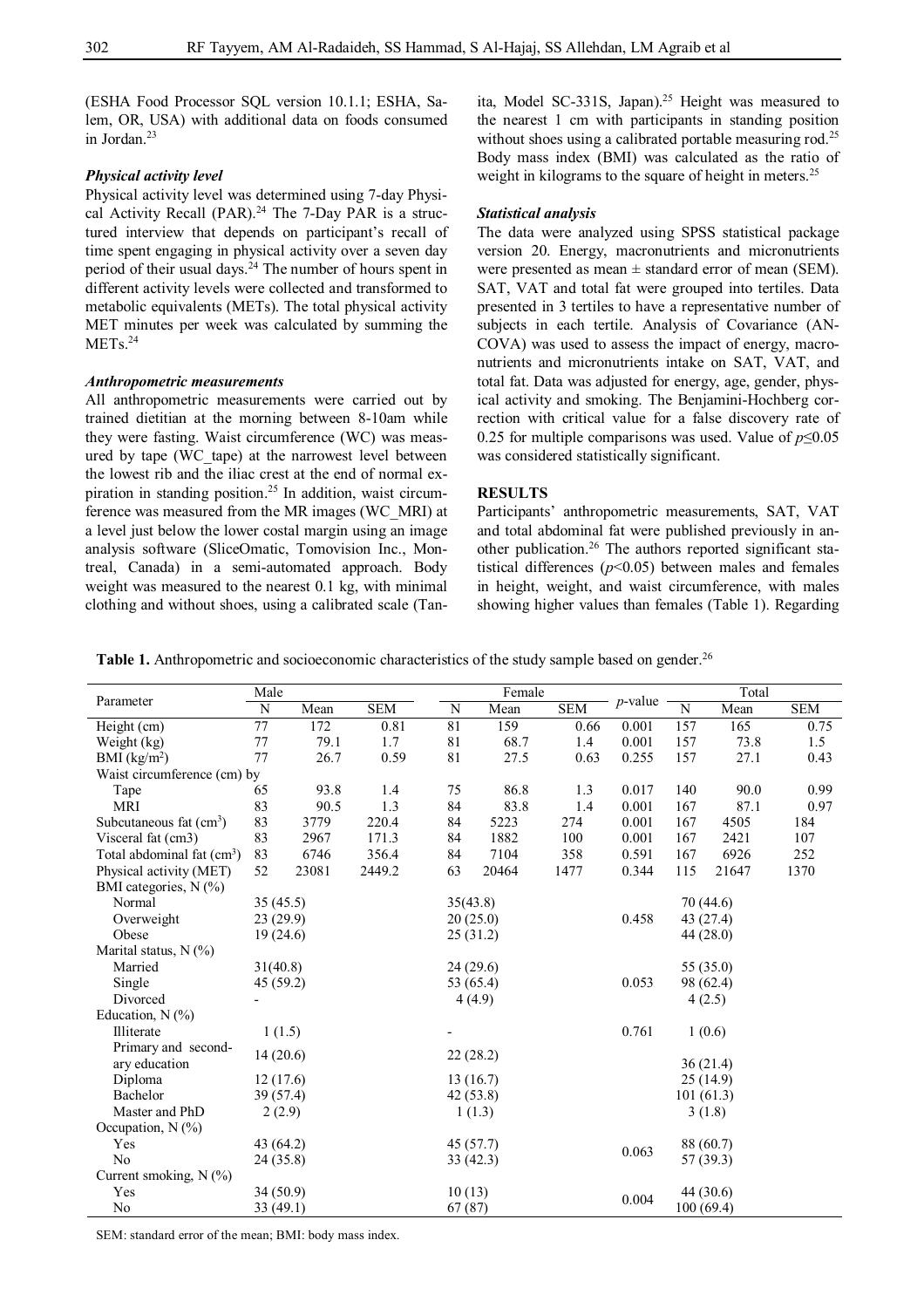(ESHA Food Processor SQL version 10.1.1; ESHA, Salem, OR, USA) with additional data on foods consumed in Jordan.[23]

### *Physical activity level*

Physical activity level was determined using 7-day Physical Activity Recall (PAR).[24] The 7-Day PAR is a structured interview that depends on participant's recall of time spent engaging in physical activity over a seven day period of their usual days.[24] The number of hours spent in different activity levels were collected and transformed to metabolic equivalents (METs). The total physical activity MET minutes per week was calculated by summing the METs.[24]

### *Anthropometric measurements*

All anthropometric measurements were carried out by trained dietitian at the morning between 8-10am while they were fasting. Waist circumference (WC) was measured by tape (WC_tape) at the narrowest level between the lowest rib and the iliac crest at the end of normal expiration in standing position.[25] In addition, waist circumference was measured from the MR images (WC_MRI) at a level just below the lower costal margin using an image analysis software (SliceOmatic, Tomovision Inc., Montreal, Canada) in a semi-automated approach. Body weight was measured to the nearest 0.1 kg, with minimal clothing and without shoes, using a calibrated scale (Tanita, Model SC-331S, Japan).[25] Height was measured to the nearest 1 cm with participants in standing position without shoes using a calibrated portable measuring rod.[25] Body mass index (BMI) was calculated as the ratio of weight in kilograms to the square of height in meters.[25]

### *Statistical analysis*

The data were analyzed using SPSS statistical package version 20. Energy, macronutrients and micronutrients were presented as mean ± standard error of mean (SEM). SAT, VAT and total fat were grouped into tertiles. Data presented in 3 tertiles to have a representative number of subjects in each tertile. Analysis of Covariance (ANCOVA) was used to assess the impact of energy, macronutrients and micronutrients intake on SAT, VAT, and total fat. Data was adjusted for energy, age, gender, physical activity and smoking. The Benjamini-Hochberg correction with critical value for a false discovery rate of 0.25 for multiple comparisons was used. Value of $p \leq 0.05$ was considered statistically significant.

## RESULTS

Participants' anthropometric measurements, SAT, VAT and total abdominal fat were published previously in another publication.[26] The authors reported significant statistical differences ($p<0.05$) between males and females in height, weight, and waist circumference, with males showing higher values than females (Table 1). Regarding

**Table 1.** Anthropometric and socioeconomic characteristics of the study sample based on gender.[26]

| Parameter | Male | | | Female | | | *p*-value | Total | | |
|---|---|---|---|---|---|---|---|---|---|---|
| | N | Mean | SEM | N | Mean | SEM | | N | Mean | SEM |
| Height (cm) | 77 | 172 | 0.81 | 81 | 159 | 0.66 | 0.001 | 157 | 165 | 0.75 |
| Weight (kg) | 77 | 79.1 | 1.7 | 81 | 68.7 | 1.4 | 0.001 | 157 | 73.8 | 1.5 |
| BMI (kg/m$^2$) | 77 | 26.7 | 0.59 | 81 | 27.5 | 0.63 | 0.255 | 157 | 27.1 | 0.43 |
| Waist circumference (cm) by | | | | | | | | | | |
| Tape | 65 | 93.8 | 1.4 | 75 | 86.8 | 1.3 | 0.017 | 140 | 90.0 | 0.99 |
| MRI | 83 | 90.5 | 1.3 | 84 | 83.8 | 1.4 | 0.001 | 167 | 87.1 | 0.97 |
| Subcutaneous fat (cm$^3$) | 83 | 3779 | 220.4 | 84 | 5223 | 274 | 0.001 | 167 | 4505 | 184 |
| Visceral fat (cm3) | 83 | 2967 | 171.3 | 84 | 1882 | 100 | 0.001 | 167 | 2421 | 107 |
| Total abdominal fat (cm$^3$) | 83 | 6746 | 356.4 | 84 | 7104 | 358 | 0.591 | 167 | 6926 | 252 |
| Physical activity (MET) | 52 | 23081 | 2449.2 | 63 | 20464 | 1477 | 0.344 | 115 | 21647 | 1370 |
| BMI categories, N (%) | | | | | | | | | | |
| Normal | 35 (45.5) | | | 35(43.8) | | | | 70 (44.6) | | |
| Overweight | 23 (29.9) | | | 20 (25.0) | | | 0.458 | 43 (27.4) | | |
| Obese | 19 (24.6) | | | 25 (31.2) | | | | 44 (28.0) | | |
| Marital status, N (%) | | | | | | | | | | |
| Married | 31(40.8) | | | 24 (29.6) | | | | 55 (35.0) | | |
| Single | 45 (59.2) | | | 53 (65.4) | | | 0.053 | 98 (62.4) | | |
| Divorced | - | | | 4 (4.9) | | | | 4 (2.5) | | |
| Education, N (%) | | | | | | | | | | |
| Illiterate | 1 (1.5) | | | - | | | 0.761 | 1 (0.6) | | |
| Primary and secondary education | 14 (20.6) | | | 22 (28.2) | | | | 36 (21.4) | | |
| Diploma | 12 (17.6) | | | 13 (16.7) | | | | 25 (14.9) | | |
| Bachelor | 39 (57.4) | | | 42 (53.8) | | | | 101 (61.3) | | |
| Master and PhD | 2 (2.9) | | | 1 (1.3) | | | | 3 (1.8) | | |
| Occupation, N (%) | | | | | | | | | | |
| Yes | 43 (64.2) | | | 45 (57.7) | | | 0.063 | 88 (60.7) | | |
| No | 24 (35.8) | | | 33 (42.3) | | | | 57 (39.3) | | |
| Current smoking, N (%) | | | | | | | | | | |
| Yes | 34 (50.9) | | | 10 (13) | | | 0.004 | 44 (30.6) | | |
| No | 33 (49.1) | | | 67 (87) | | | | 100 (69.4) | | |

SEM: standard error of the mean; BMI: body mass index.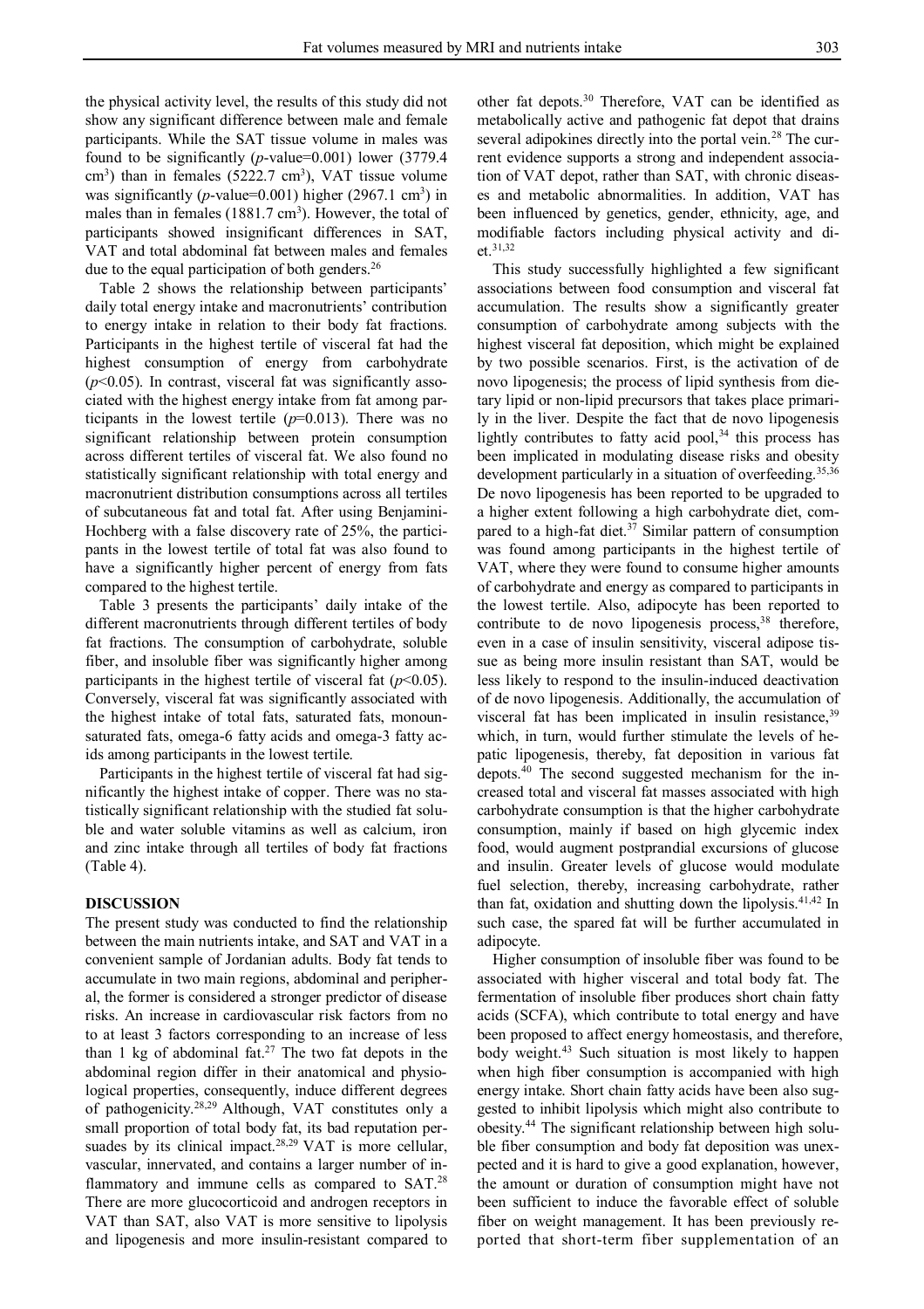the physical activity level, the results of this study did not show any significant difference between male and female participants. While the SAT tissue volume in males was found to be significantly ($p$-value=0.001) lower (3779.4 $cm^3$) than in females (5222.7 $cm^3$), VAT tissue volume was significantly ($p$-value=0.001) higher (2967.1 $cm^3$) in males than in females (1881.7 $cm^3$). However, the total of participants showed insignificant differences in SAT, VAT and total abdominal fat between males and females due to the equal participation of both genders.[26]

Table 2 shows the relationship between participants' daily total energy intake and macronutrients' contribution to energy intake in relation to their body fat fractions. Participants in the highest tertile of visceral fat had the highest consumption of energy from carbohydrate ($p$<0.05). In contrast, visceral fat was significantly associated with the highest energy intake from fat among participants in the lowest tertile ($p$=0.013). There was no significant relationship between protein consumption across different tertiles of visceral fat. We also found no statistically significant relationship with total energy and macronutrient distribution consumptions across all tertiles of subcutaneous fat and total fat. After using Benjamini-Hochberg with a false discovery rate of 25%, the participants in the lowest tertile of total fat was also found to have a significantly higher percent of energy from fats compared to the highest tertile.

Table 3 presents the participants' daily intake of the different macronutrients through different tertiles of body fat fractions. The consumption of carbohydrate, soluble fiber, and insoluble fiber was significantly higher among participants in the highest tertile of visceral fat ($p$<0.05). Conversely, visceral fat was significantly associated with the highest intake of total fats, saturated fats, monounsaturated fats, omega-6 fatty acids and omega-3 fatty acids among participants in the lowest tertile.

Participants in the highest tertile of visceral fat had significantly the highest intake of copper. There was no statistically significant relationship with the studied fat soluble and water soluble vitamins as well as calcium, iron and zinc intake through all tertiles of body fat fractions (Table 4).

## DISCUSSION

The present study was conducted to find the relationship between the main nutrients intake, and SAT and VAT in a convenient sample of Jordanian adults. Body fat tends to accumulate in two main regions, abdominal and peripheral, the former is considered a stronger predictor of disease risks. An increase in cardiovascular risk factors from no to at least 3 factors corresponding to an increase of less than 1 kg of abdominal fat.[27] The two fat depots in the abdominal region differ in their anatomical and physiological properties, consequently, induce different degrees of pathogenicity.[28,29] Although, VAT constitutes only a small proportion of total body fat, its bad reputation persuades by its clinical impact.[28,29] VAT is more cellular, vascular, innervated, and contains a larger number of inflammatory and immune cells as compared to SAT.[28] There are more glucocorticoid and androgen receptors in VAT than SAT, also VAT is more sensitive to lipolysis and lipogenesis and more insulin-resistant compared to other fat depots.[30] Therefore, VAT can be identified as metabolically active and pathogenic fat depot that drains several adipokines directly into the portal vein.[28] The current evidence supports a strong and independent association of VAT depot, rather than SAT, with chronic diseases and metabolic abnormalities. In addition, VAT has been influenced by genetics, gender, ethnicity, age, and modifiable factors including physical activity and diet.[31,32]

This study successfully highlighted a few significant associations between food consumption and visceral fat accumulation. The results show a significantly greater consumption of carbohydrate among subjects with the highest visceral fat deposition, which might be explained by two possible scenarios. First, is the activation of de novo lipogenesis; the process of lipid synthesis from dietary lipid or non-lipid precursors that takes place primarily in the liver. Despite the fact that de novo lipogenesis lightly contributes to fatty acid pool,[34] this process has been implicated in modulating disease risks and obesity development particularly in a situation of overfeeding.[35,36] De novo lipogenesis has been reported to be upgraded to a higher extent following a high carbohydrate diet, compared to a high-fat diet.[37] Similar pattern of consumption was found among participants in the highest tertile of VAT, where they were found to consume higher amounts of carbohydrate and energy as compared to participants in the lowest tertile. Also, adipocyte has been reported to contribute to de novo lipogenesis process,[38] therefore, even in a case of insulin sensitivity, visceral adipose tissue as being more insulin resistant than SAT, would be less likely to respond to the insulin-induced deactivation of de novo lipogenesis. Additionally, the accumulation of visceral fat has been implicated in insulin resistance,[39] which, in turn, would further stimulate the levels of hepatic lipogenesis, thereby, fat deposition in various fat depots.[40] The second suggested mechanism for the increased total and visceral fat masses associated with high carbohydrate consumption is that the higher carbohydrate consumption, mainly if based on high glycemic index food, would augment postprandial excursions of glucose and insulin. Greater levels of glucose would modulate fuel selection, thereby, increasing carbohydrate, rather than fat, oxidation and shutting down the lipolysis.[41,42] In such case, the spared fat will be further accumulated in adipocyte.

Higher consumption of insoluble fiber was found to be associated with higher visceral and total body fat. The fermentation of insoluble fiber produces short chain fatty acids (SCFA), which contribute to total energy and have been proposed to affect energy homeostasis, and therefore, body weight.[43] Such situation is most likely to happen when high fiber consumption is accompanied with high energy intake. Short chain fatty acids have been also suggested to inhibit lipolysis which might also contribute to obesity.[44] The significant relationship between high soluble fiber consumption and body fat deposition was unexpected and it is hard to give a good explanation, however, the amount or duration of consumption might have not been sufficient to induce the favorable effect of soluble fiber on weight management. It has been previously reported that short-term fiber supplementation of an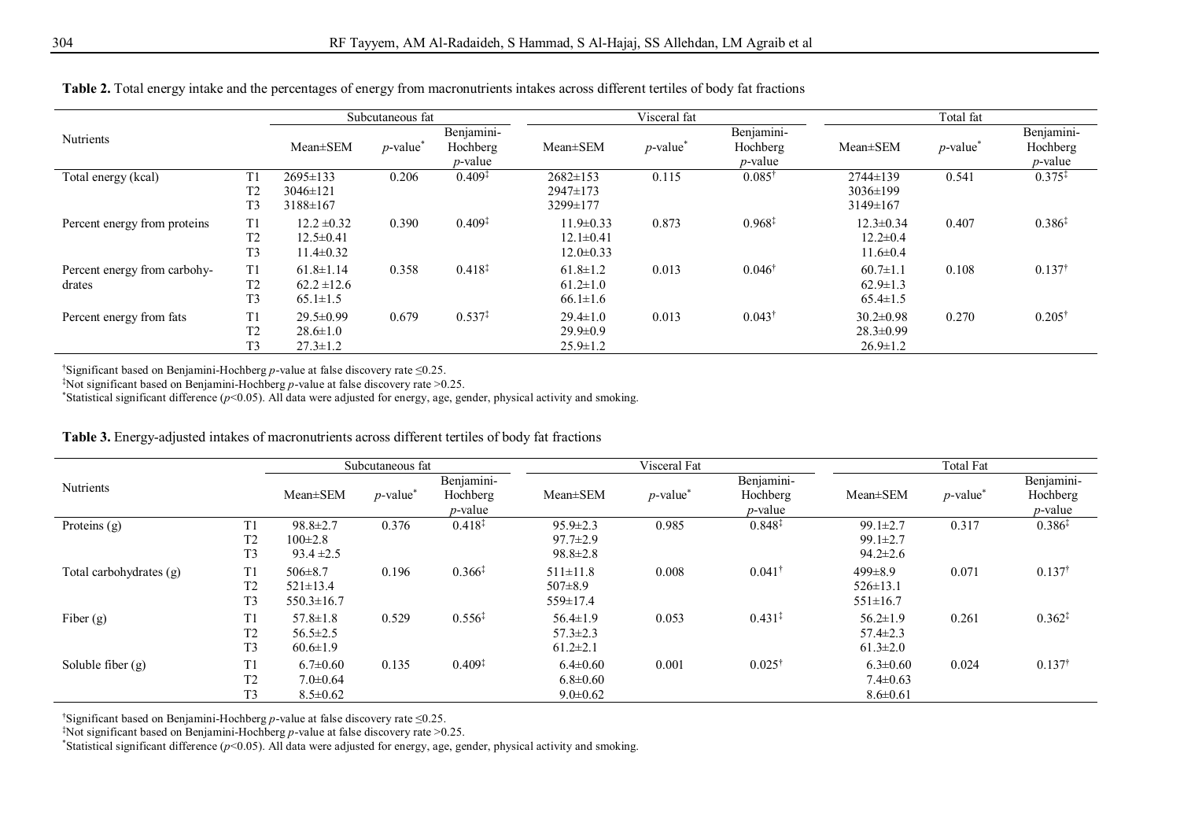**Table 2.** Total energy intake and the percentages of energy from macronutrients intakes across different tertiles of body fat fractions

| Nutrients | | Subcutaneous fat | | | Visceral fat | | | Total fat | | |
|---|---|---|---|---|---|---|---|---|---|---|
| | | Mean±SEM | *p*-value* | Benjamini-Hochberg *p*-value | Mean±SEM | *p*-value* | Benjamini-Hochberg *p*-value | Mean±SEM | *p*-value* | Benjamini-Hochberg *p*-value |
| Total energy (kcal) | T1 | 2695±133 | 0.206 | 0.409‡ | 2682±153 | 0.115 | 0.085† | 2744±139 | 0.541 | 0.375‡ |
| | T2 | 3046±121 | | | 2947±173 | | | 3036±199 | | |
| | T3 | 3188±167 | | | 3299±177 | | | 3149±167 | | |
| Percent energy from proteins | T1 | 12.2 ±0.32 | 0.390 | 0.409‡ | 11.9±0.33 | 0.873 | 0.968‡ | 12.3±0.34 | 0.407 | 0.386‡ |
| | T2 | 12.5±0.41 | | | 12.1±0.41 | | | 12.2±0.4 | | |
| | T3 | 11.4±0.32 | | | 12.0±0.33 | | | 11.6±0.4 | | |
| Percent energy from carbohydrates | T1 | 61.8±1.14 | 0.358 | 0.418‡ | 61.8±1.2 | 0.013 | 0.046† | 60.7±1.1 | 0.108 | 0.137† |
| | T2 | 62.2 ±12.6 | | | 61.2±1.0 | | | 62.9±1.3 | | |
| | T3 | 65.1±1.5 | | | 66.1±1.6 | | | 65.4±1.5 | | |
| Percent energy from fats | T1 | 29.5±0.99 | 0.679 | 0.537‡ | 29.4±1.0 | 0.013 | 0.043† | 30.2±0.98 | 0.270 | 0.205† |
| | T2 | 28.6±1.0 | | | 29.9±0.9 | | | 28.3±0.99 | | |
| | T3 | 27.3±1.2 | | | 25.9±1.2 | | | 26.9±1.2 | | |

†Significant based on Benjamini-Hochberg *p*-value at false discovery rate ≤0.25.
‡Not significant based on Benjamini-Hochberg *p*-value at false discovery rate >0.25.
*Statistical significant difference ($p<0.05$). All data were adjusted for energy, age, gender, physical activity and smoking.

**Table 3.** Energy-adjusted intakes of macronutrients across different tertiles of body fat fractions

| Nutrients | | Subcutaneous fat | | | Visceral Fat | | | Total Fat | | |
|---|---|---|---|---|---|---|---|---|---|---|
| | | Mean±SEM | *p*-value* | Benjamini-Hochberg *p*-value | Mean±SEM | *p*-value* | Benjamini-Hochberg *p*-value | Mean±SEM | *p*-value* | Benjamini-Hochberg *p*-value |
| Proteins (g) | T1 | 98.8±2.7 | 0.376 | 0.418‡ | 95.9±2.3 | 0.985 | 0.848‡ | 99.1±2.7 | 0.317 | 0.386‡ |
| | T2 | 100±2.8 | | | 97.7±2.9 | | | 99.1±2.7 | | |
| | T3 | 93.4 ±2.5 | | | 98.8±2.8 | | | 94.2±2.6 | | |
| Total carbohydrates (g) | T1 | 506±8.7 | 0.196 | 0.366‡ | 511±11.8 | 0.008 | 0.041† | 499±8.9 | 0.071 | 0.137† |
| | T2 | 521±13.4 | | | 507±8.9 | | | 526±13.1 | | |
| | T3 | 550.3±16.7 | | | 559±17.4 | | | 551±16.7 | | |
| Fiber (g) | T1 | 57.8±1.8 | 0.529 | 0.556‡ | 56.4±1.9 | 0.053 | 0.431‡ | 56.2±1.9 | 0.261 | 0.362‡ |
| | T2 | 56.5±2.5 | | | 57.3±2.3 | | | 57.4±2.3 | | |
| | T3 | 60.6±1.9 | | | 61.2±2.1 | | | 61.3±2.0 | | |
| Soluble fiber (g) | T1 | 6.7±0.60 | 0.135 | 0.409‡ | 6.4±0.60 | 0.001 | 0.025† | 6.3±0.60 | 0.024 | 0.137† |
| | T2 | 7.0±0.64 | | | 6.8±0.60 | | | 7.4±0.63 | | |
| | T3 | 8.5±0.62 | | | 9.0±0.62 | | | 8.6±0.61 | | |

†Significant based on Benjamini-Hochberg *p*-value at false discovery rate ≤0.25.
‡Not significant based on Benjamini-Hochberg *p*-value at false discovery rate >0.25.
*Statistical significant difference ($p<0.05$). All data were adjusted for energy, age, gender, physical activity and smoking.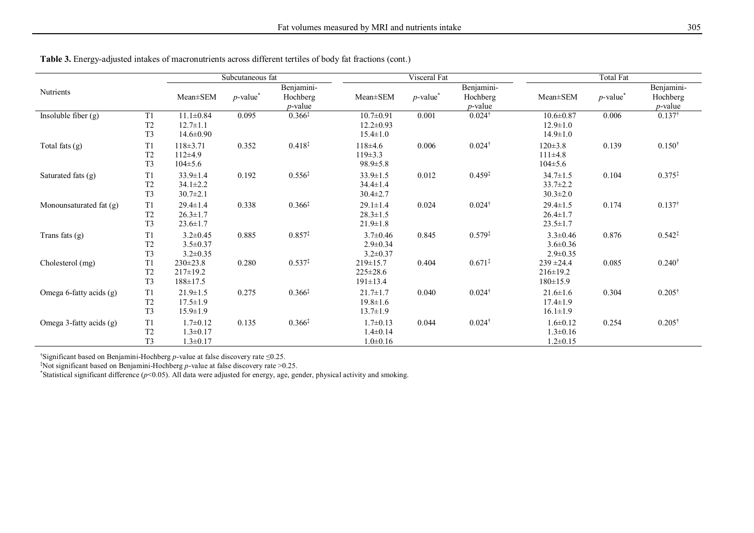**Table 3.** Energy-adjusted intakes of macronutrients across different tertiles of body fat fractions (cont.)

| Nutrients | | Subcutaneous fat | | | Visceral Fat | | | Total Fat | | |
|---|---|---|---|---|---|---|---|---|---|---|
| | | Mean±SEM | $p$-value* | Benjamini-Hochberg $p$-value | Mean±SEM | $p$-value* | Benjamini-Hochberg $p$-value | Mean±SEM | $p$-value* | Benjamini-Hochberg $p$-value |
| Insoluble fiber (g) | T1 | 11.1±0.84 | 0.095 | 0.366‡ | 10.7±0.91 | 0.001 | 0.024† | 10.6±0.87 | 0.006 | 0.137† |
| | T2 | 12.7±1.1 | | | 12.2±0.93 | | | 12.9±1.0 | | |
| | T3 | 14.6±0.90 | | | 15.4±1.0 | | | 14.9±1.0 | | |
| Total fats (g) | T1 | 118±3.71 | 0.352 | 0.418‡ | 118±4.6 | 0.006 | 0.024† | 120±3.8 | 0.139 | 0.150† |
| | T2 | 112±4.9 | | | 119±3.3 | | | 111±4.8 | | |
| | T3 | 104±5.6 | | | 98.9±5.8 | | | 104±5.6 | | |
| Saturated fats (g) | T1 | 33.9±1.4 | 0.192 | 0.556‡ | 33.9±1.5 | 0.012 | 0.459‡ | 34.7±1.5 | 0.104 | 0.375‡ |
| | T2 | 34.1±2.2 | | | 34.4±1.4 | | | 33.7±2.2 | | |
| | T3 | 30.7±2.1 | | | 30.4±2.7 | | | 30.3±2.0 | | |
| Monounsaturated fat (g) | T1 | 29.4±1.4 | 0.338 | 0.366‡ | 29.1±1.4 | 0.024 | 0.024† | 29.4±1.5 | 0.174 | 0.137† |
| | T2 | 26.3±1.7 | | | 28.3±1.5 | | | 26.4±1.7 | | |
| | T3 | 23.6±1.7 | | | 21.9±1.8 | | | 23.5±1.7 | | |
| Trans fats (g) | T1 | 3.2±0.45 | 0.885 | 0.857‡ | 3.7±0.46 | 0.845 | 0.579‡ | 3.3±0.46 | 0.876 | 0.542‡ |
| | T2 | 3.5±0.37 | | | 2.9±0.34 | | | 3.6±0.36 | | |
| | T3 | 3.2±0.35 | | | 3.2±0.37 | | | 2.9±0.35 | | |
| Cholesterol (mg) | T1 | 230±23.8 | 0.280 | 0.537‡ | 219±15.7 | 0.404 | 0.671‡ | 239 ±24.4 | 0.085 | 0.240† |
| | T2 | 217±19.2 | | | 225±28.6 | | | 216±19.2 | | |
| | T3 | 188±17.5 | | | 191±13.4 | | | 180±15.9 | | |
| Omega 6-fatty acids (g) | T1 | 21.9±1.5 | 0.275 | 0.366‡ | 21.7±1.7 | 0.040 | 0.024† | 21.6±1.6 | 0.304 | 0.205† |
| | T2 | 17.5±1.9 | | | 19.8±1.6 | | | 17.4±1.9 | | |
| | T3 | 15.9±1.9 | | | 13.7±1.9 | | | 16.1±1.9 | | |
| Omega 3-fatty acids (g) | T1 | 1.7±0.12 | 0.135 | 0.366‡ | 1.7±0.13 | 0.044 | 0.024† | 1.6±0.12 | 0.254 | 0.205† |
| | T2 | 1.3±0.17 | | | 1.4±0.14 | | | 1.3±0.16 | | |
| | T3 | 1.3±0.17 | | | 1.0±0.16 | | | 1.2±0.15 | | |

†Significant based on Benjamini-Hochberg $p$-value at false discovery rate ≤0.25.

‡Not significant based on Benjamini-Hochberg $p$-value at false discovery rate >0.25.

*Statistical significant difference ($p$<0.05). All data were adjusted for energy, age, gender, physical activity and smoking.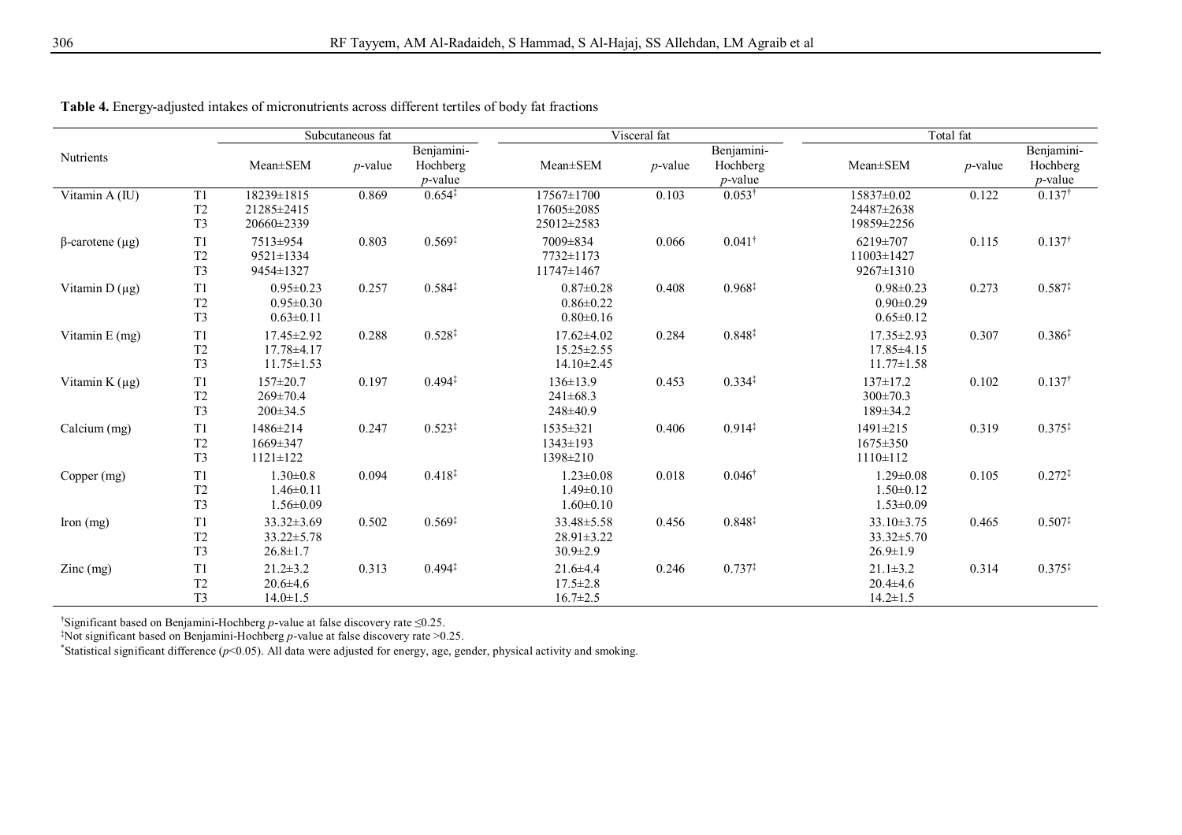**Table 4.** Energy-adjusted intakes of micronutrients across different tertiles of body fat fractions

| Nutrients | | Subcutaneous fat | | | Visceral fat | | | Total fat | | |
|---|---|---|---|---|---|---|---|---|---|---|
| | | Mean±SEM | $p$-value | Benjamini-Hochberg $p$-value | Mean±SEM | $p$-value | Benjamini-Hochberg $p$-value | Mean±SEM | $p$-value | Benjamini-Hochberg $p$-value |
| Vitamin A (IU) | T1 | 18239±1815 | 0.869 | 0.654‡ | 17567±1700 | 0.103 | 0.053† | 15837±0.02 | 0.122 | 0.137† |
| | T2 | 21285±2415 | | | 17605±2085 | | | 24487±2638 | | |
| | T3 | 20660±2339 | | | 25012±2583 | | | 19859±2256 | | |
| β-carotene (µg) | T1 | 7513±954 | 0.803 | 0.569‡ | 7009±834 | 0.066 | 0.041† | 6219±707 | 0.115 | 0.137† |
| | T2 | 9521±1334 | | | 7732±1173 | | | 11003±1427 | | |
| | T3 | 9454±1327 | | | 11747±1467 | | | 9267±1310 | | |
| Vitamin D (µg) | T1 | 0.95±0.23 | 0.257 | 0.584‡ | 0.87±0.28 | 0.408 | 0.968‡ | 0.98±0.23 | 0.273 | 0.587‡ |
| | T2 | 0.95±0.30 | | | 0.86±0.22 | | | 0.90±0.29 | | |
| | T3 | 0.63±0.11 | | | 0.80±0.16 | | | 0.65±0.12 | | |
| Vitamin E (mg) | T1 | 17.45±2.92 | 0.288 | 0.528‡ | 17.62±4.02 | 0.284 | 0.848‡ | 17.35±2.93 | 0.307 | 0.386‡ |
| | T2 | 17.78±4.17 | | | 15.25±2.55 | | | 17.85±4.15 | | |
| | T3 | 11.75±1.53 | | | 14.10±2.45 | | | 11.77±1.58 | | |
| Vitamin K (µg) | T1 | 157±20.7 | 0.197 | 0.494‡ | 136±13.9 | 0.453 | 0.334‡ | 137±17.2 | 0.102 | 0.137† |
| | T2 | 269±70.4 | | | 241±68.3 | | | 300±70.3 | | |
| | T3 | 200±34.5 | | | 248±40.9 | | | 189±34.2 | | |
| Calcium (mg) | T1 | 1486±214 | 0.247 | 0.523‡ | 1535±321 | 0.406 | 0.914‡ | 1491±215 | 0.319 | 0.375‡ |
| | T2 | 1669±347 | | | 1343±193 | | | 1675±350 | | |
| | T3 | 1121±122 | | | 1398±210 | | | 1110±112 | | |
| Copper (mg) | T1 | 1.30±0.8 | 0.094 | 0.418‡ | 1.23±0.08 | 0.018 | 0.046† | 1.29±0.08 | 0.105 | 0.272‡ |
| | T2 | 1.46±0.11 | | | 1.49±0.10 | | | 1.50±0.12 | | |
| | T3 | 1.56±0.09 | | | 1.60±0.10 | | | 1.53±0.09 | | |
| Iron (mg) | T1 | 33.32±3.69 | 0.502 | 0.569‡ | 33.48±5.58 | 0.456 | 0.848‡ | 33.10±3.75 | 0.465 | 0.507‡ |
| | T2 | 33.22±5.78 | | | 28.91±3.22 | | | 33.32±5.70 | | |
| | T3 | 26.8±1.7 | | | 30.9±2.9 | | | 26.9±1.9 | | |
| Zinc (mg) | T1 | 21.2±3.2 | 0.313 | 0.494‡ | 21.6±4.4 | 0.246 | 0.737‡ | 21.1±3.2 | 0.314 | 0.375‡ |
| | T2 | 20.6±4.6 | | | 17.5±2.8 | | | 20.4±4.6 | | |
| | T3 | 14.0±1.5 | | | 16.7±2.5 | | | 14.2±1.5 | | |

†Significant based on Benjamini-Hochberg $p$-value at false discovery rate ≤0.25.
‡Not significant based on Benjamini-Hochberg $p$-value at false discovery rate >0.25.
*Statistical significant difference ($p$<0.05). All data were adjusted for energy, age, gender, physical activity and smoking.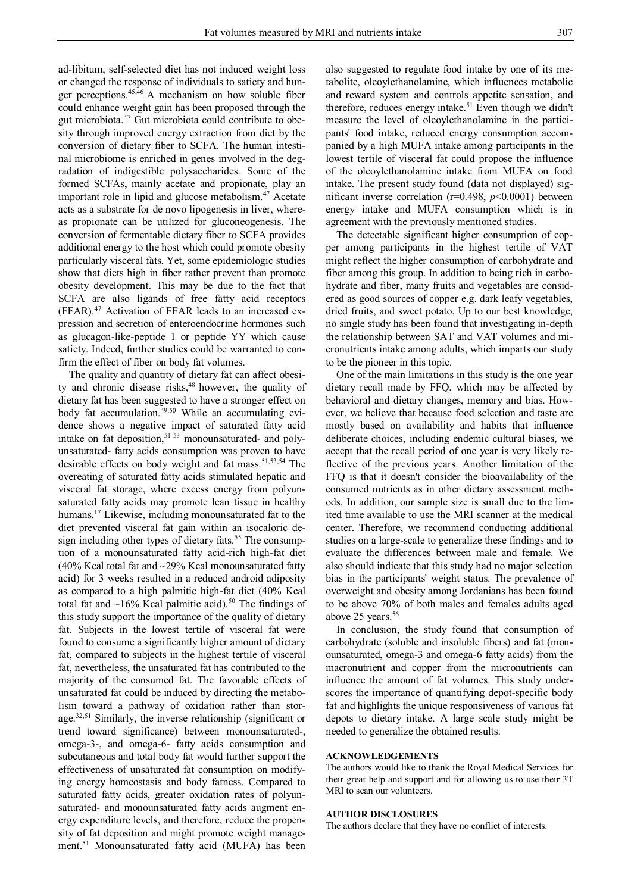ad-libitum, self-selected diet has not induced weight loss or changed the response of individuals to satiety and hunger perceptions.[45,46] A mechanism on how soluble fiber could enhance weight gain has been proposed through the gut microbiota.[47] Gut microbiota could contribute to obesity through improved energy extraction from diet by the conversion of dietary fiber to SCFA. The human intestinal microbiome is enriched in genes involved in the degradation of indigestible polysaccharides. Some of the formed SCFAs, mainly acetate and propionate, play an important role in lipid and glucose metabolism.[47] Acetate acts as a substrate for de novo lipogenesis in liver, whereas propionate can be utilized for gluconeogenesis. The conversion of fermentable dietary fiber to SCFA provides additional energy to the host which could promote obesity particularly visceral fats. Yet, some epidemiologic studies show that diets high in fiber rather prevent than promote obesity development. This may be due to the fact that SCFA are also ligands of free fatty acid receptors (FFAR).[47] Activation of FFAR leads to an increased expression and secretion of enteroendocrine hormones such as glucagon-like-peptide 1 or peptide YY which cause satiety. Indeed, further studies could be warranted to confirm the effect of fiber on body fat volumes.

The quality and quantity of dietary fat can affect obesity and chronic disease risks,[48] however, the quality of dietary fat has been suggested to have a stronger effect on body fat accumulation.[49,50] While an accumulating evidence shows a negative impact of saturated fatty acid intake on fat deposition,[51-53] monounsaturated- and polyunsaturated- fatty acids consumption was proven to have desirable effects on body weight and fat mass.[51,53,54] The overeating of saturated fatty acids stimulated hepatic and visceral fat storage, where excess energy from polyunsaturated fatty acids may promote lean tissue in healthy humans.[17] Likewise, including monounsaturated fat to the diet prevented visceral fat gain within an isocaloric design including other types of dietary fats.[55] The consumption of a monounsaturated fatty acid-rich high-fat diet (40% Kcal total fat and ~29% Kcal monounsaturated fatty acid) for 3 weeks resulted in a reduced android adiposity as compared to a high palmitic high-fat diet (40% Kcal total fat and ~16% Kcal palmitic acid).[50] The findings of this study support the importance of the quality of dietary fat. Subjects in the lowest tertile of visceral fat were found to consume a significantly higher amount of dietary fat, compared to subjects in the highest tertile of visceral fat, nevertheless, the unsaturated fat has contributed to the majority of the consumed fat. The favorable effects of unsaturated fat could be induced by directing the metabolism toward a pathway of oxidation rather than storage.[32,51] Similarly, the inverse relationship (significant or trend toward significance) between monounsaturated-, omega-3-, and omega-6- fatty acids consumption and subcutaneous and total body fat would further support the effectiveness of unsaturated fat consumption on modifying energy homeostasis and body fatness. Compared to saturated fatty acids, greater oxidation rates of polyunsaturated- and monounsaturated fatty acids augment energy expenditure levels, and therefore, reduce the propensity of fat deposition and might promote weight management.[51] Monounsaturated fatty acid (MUFA) has been also suggested to regulate food intake by one of its metabolite, oleoylethanolamine, which influences metabolic and reward system and controls appetite sensation, and therefore, reduces energy intake.[51] Even though we didn't measure the level of oleoylethanolamine in the participants' food intake, reduced energy consumption accompanied by a high MUFA intake among participants in the lowest tertile of visceral fat could propose the influence of the oleoylethanolamine intake from MUFA on food intake. The present study found (data not displayed) significant inverse correlation ($r=0.498$, $p<0.0001$) between energy intake and MUFA consumption which is in agreement with the previously mentioned studies.

The detectable significant higher consumption of copper among participants in the highest tertile of VAT might reflect the higher consumption of carbohydrate and fiber among this group. In addition to being rich in carbohydrate and fiber, many fruits and vegetables are considered as good sources of copper e.g. dark leafy vegetables, dried fruits, and sweet potato. Up to our best knowledge, no single study has been found that investigating in-depth the relationship between SAT and VAT volumes and micronutrients intake among adults, which imparts our study to be the pioneer in this topic.

One of the main limitations in this study is the one year dietary recall made by FFQ, which may be affected by behavioral and dietary changes, memory and bias. However, we believe that because food selection and taste are mostly based on availability and habits that influence deliberate choices, including endemic cultural biases, we accept that the recall period of one year is very likely reflective of the previous years. Another limitation of the FFQ is that it doesn't consider the bioavailability of the consumed nutrients as in other dietary assessment methods. In addition, our sample size is small due to the limited time available to use the MRI scanner at the medical center. Therefore, we recommend conducting additional studies on a large-scale to generalize these findings and to evaluate the differences between male and female. We also should indicate that this study had no major selection bias in the participants' weight status. The prevalence of overweight and obesity among Jordanians has been found to be above 70% of both males and females adults aged above 25 years.[56]

In conclusion, the study found that consumption of carbohydrate (soluble and insoluble fibers) and fat (monounsaturated, omega-3 and omega-6 fatty acids) from the macronutrient and copper from the micronutrients can influence the amount of fat volumes. This study underscores the importance of quantifying depot-specific body fat and highlights the unique responsiveness of various fat depots to dietary intake. A large scale study might be needed to generalize the obtained results.

## ACKNOWLEDGEMENTS

The authors would like to thank the Royal Medical Services for their great help and support and for allowing us to use their 3T MRI to scan our volunteers.

## AUTHOR DISCLOSURES

The authors declare that they have no conflict of interests.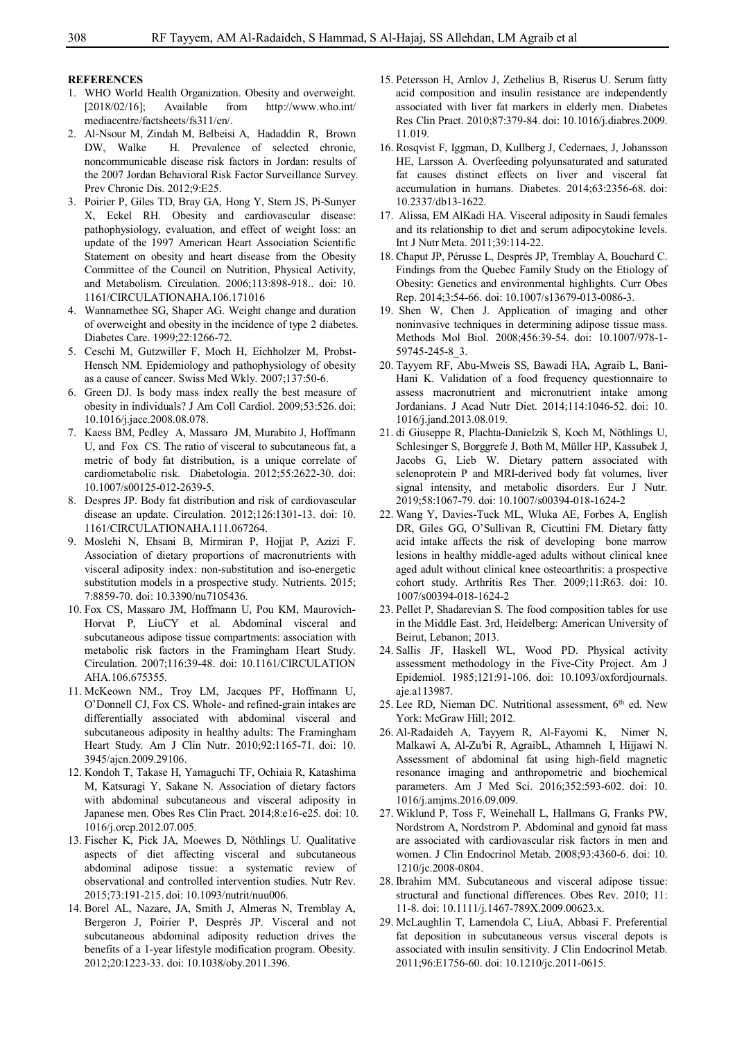**REFERENCES**

1. WHO World Health Organization. Obesity and overweight. [2018/02/16]; Available from http://www.who.int/mediacentre/factsheets/fs311/en/.
2. Al-Nsour M, Zindah M, Belbeisi A, Hadaddin R, Brown DW, Walke H. Prevalence of selected chronic, noncommunicable disease risk factors in Jordan: results of the 2007 Jordan Behavioral Risk Factor Surveillance Survey. Prev Chronic Dis. 2012;9:E25.
3. Poirier P, Giles TD, Bray GA, Hong Y, Stern JS, Pi-Sunyer X, Eckel RH. Obesity and cardiovascular disease: pathophysiology, evaluation, and effect of weight loss: an update of the 1997 American Heart Association Scientific Statement on obesity and heart disease from the Obesity Committee of the Council on Nutrition, Physical Activity, and Metabolism. Circulation. 2006;113:898-918.. doi: 10.1161/CIRCULATIONAHA.106.171016
4. Wannamethee SG, Shaper AG. Weight change and duration of overweight and obesity in the incidence of type 2 diabetes. Diabetes Care. 1999;22:1266-72.
5. Ceschi M, Gutzwiller F, Moch H, Eichholzer M, Probst-Hensch NM. Epidemiology and pathophysiology of obesity as a cause of cancer. Swiss Med Wkly. 2007;137:50-6.
6. Green DJ. Is body mass index really the best measure of obesity in individuals? J Am Coll Cardiol. 2009;53:526. doi: 10.1016/j.jacc.2008.08.078.
7. Kaess BM, Pedley A, Massaro JM, Murabito J, Hoffmann U, and Fox CS. The ratio of visceral to subcutaneous fat, a metric of body fat distribution, is a unique correlate of cardiometabolic risk. Diabetologia. 2012;55:2622-30. doi: 10.1007/s00125-012-2639-5.
8. Despres JP. Body fat distribution and risk of cardiovascular disease an update. Circulation. 2012;126:1301-13. doi: 10.1161/CIRCULATIONAHA.111.067264.
9. Moslehi N, Ehsani B, Mirmiran P, Hojjat P, Azizi F. Association of dietary proportions of macronutrients with visceral adiposity index: non-substitution and iso-energetic substitution models in a prospective study. Nutrients. 2015; 7:8859-70. doi: 10.3390/nu7105436.
10. Fox CS, Massaro JM, Hoffmann U, Pou KM, Maurovich-Horvat P, LiuCY et al. Abdominal visceral and subcutaneous adipose tissue compartments: association with metabolic risk factors in the Framingham Heart Study. Circulation. 2007;116:39-48. doi: 10.1161/CIRCULATIONAHA.106.675355.
11. McKeown NM., Troy LM, Jacques PF, Hoffmann U, O'Donnell CJ, Fox CS. Whole- and refined-grain intakes are differentially associated with abdominal visceral and subcutaneous adiposity in healthy adults: The Framingham Heart Study. Am J Clin Nutr. 2010;92:1165-71. doi: 10.3945/ajcn.2009.29106.
12. Kondoh T, Takase H, Yamaguchi TF, Ochiaia R, Katashima M, Katsuragi Y, Sakane N. Association of dietary factors with abdominal subcutaneous and visceral adiposity in Japanese men. Obes Res Clin Pract. 2014;8:e16-e25. doi: 10.1016/j.orcp.2012.07.005.
13. Fischer K, Pick JA, Moewes D, Nöthlings U. Qualitative aspects of diet affecting visceral and subcutaneous abdominal adipose tissue: a systematic review of observational and controlled intervention studies. Nutr Rev. 2015;73:191-215. doi: 10.1093/nutrit/nuu006.
14. Borel AL, Nazare, JA, Smith J, Almeras N, Tremblay A, Bergeron J, Poirier P, Després JP. Visceral and not subcutaneous abdominal adiposity reduction drives the benefits of a 1-year lifestyle modification program. Obesity. 2012;20:1223-33. doi: 10.1038/oby.2011.396.
15. Petersson H, Arnlov J, Zethelius B, Riserus U. Serum fatty acid composition and insulin resistance are independently associated with liver fat markers in elderly men. Diabetes Res Clin Pract. 2010;87:379-84. doi: 10.1016/j.diabres.2009.11.019.
16. Rosqvist F, Iggman, D, Kullberg J, Cedernaes, J, Johansson HE, Larsson A. Overfeeding polyunsaturated and saturated fat causes distinct effects on liver and visceral fat accumulation in humans. Diabetes. 2014;63:2356-68. doi: 10.2337/db13-1622.
17. Alissa, EM AlKadi HA. Visceral adiposity in Saudi females and its relationship to diet and serum adipocytokine levels. Int J Nutr Meta. 2011;39:114-22.
18. Chaput JP, Pérusse L, Després JP, Tremblay A, Bouchard C. Findings from the Quebec Family Study on the Etiology of Obesity: Genetics and environmental highlights. Curr Obes Rep. 2014;3:54-66. doi: 10.1007/s13679-013-0086-3.
19. Shen W, Chen J. Application of imaging and other noninvasive techniques in determining adipose tissue mass. Methods Mol Biol. 2008;456:39-54. doi: 10.1007/978-1-59745-245-8_3.
20. Tayyem RF, Abu-Mweis SS, Bawadi HA, Agraib L, Bani-Hani K. Validation of a food frequency questionnaire to assess macronutrient and micronutrient intake among Jordanians. J Acad Nutr Diet. 2014;114:1046-52. doi: 10.1016/j.jand.2013.08.019.
21. di Giuseppe R, Plachta-Danielzik S, Koch M, Nöthlings U, Schlesinger S, Borggrefe J, Both M, Müller HP, Kassubek J, Jacobs G, Lieb W. Dietary pattern associated with selenoprotein P and MRI-derived body fat volumes, liver signal intensity, and metabolic disorders. Eur J Nutr. 2019;58:1067-79. doi: 10.1007/s00394-018-1624-2
22. Wang Y, Davies-Tuck ML, Wluka AE, Forbes A, English DR, Giles GG, O'Sullivan R, Cicuttini FM. Dietary fatty acid intake affects the risk of developing bone marrow lesions in healthy middle-aged adults without clinical knee aged adult without clinical knee osteoarthritis: a prospective cohort study. Arthritis Res Ther. 2009;11:R63. doi: 10.1007/s00394-018-1624-2
23. Pellet P, Shadarevian S. The food composition tables for use in the Middle East. 3rd, Heidelberg: American University of Beirut, Lebanon; 2013.
24. Sallis JF, Haskell WL, Wood PD. Physical activity assessment methodology in the Five-City Project. Am J Epidemiol. 1985;121:91-106. doi: 10.1093/oxfordjournals.aje.a113987.
25. Lee RD, Nieman DC. Nutritional assessment, 6th ed. New York: McGraw Hill; 2012.
26. Al-Radaideh A, Tayyem R, Al-Fayomi K, Nimer N, Malkawi A, Al-Zu'bi R, AgraibL, Athamneh I, Hijjawi N. Assessment of abdominal fat using high-field magnetic resonance imaging and anthropometric and biochemical parameters. Am J Med Sci. 2016;352:593-602. doi: 10.1016/j.amjms.2016.09.009.
27. Wiklund P, Toss F, Weinehall L, Hallmans G, Franks PW, Nordstrom A, Nordstrom P. Abdominal and gynoid fat mass are associated with cardiovascular risk factors in men and women. J Clin Endocrinol Metab. 2008;93:4360-6. doi: 10.1210/jc.2008-0804.
28. Ibrahim MM. Subcutaneous and visceral adipose tissue: structural and functional differences. Obes Rev. 2010; 11: 11-8. doi: 10.1111/j.1467-789X.2009.00623.x.
29. McLaughlin T, Lamendola C, LiuA, Abbasi F. Preferential fat deposition in subcutaneous versus visceral depots is associated with insulin sensitivity. J Clin Endocrinol Metab. 2011;96:E1756-60. doi: 10.1210/jc.2011-0615.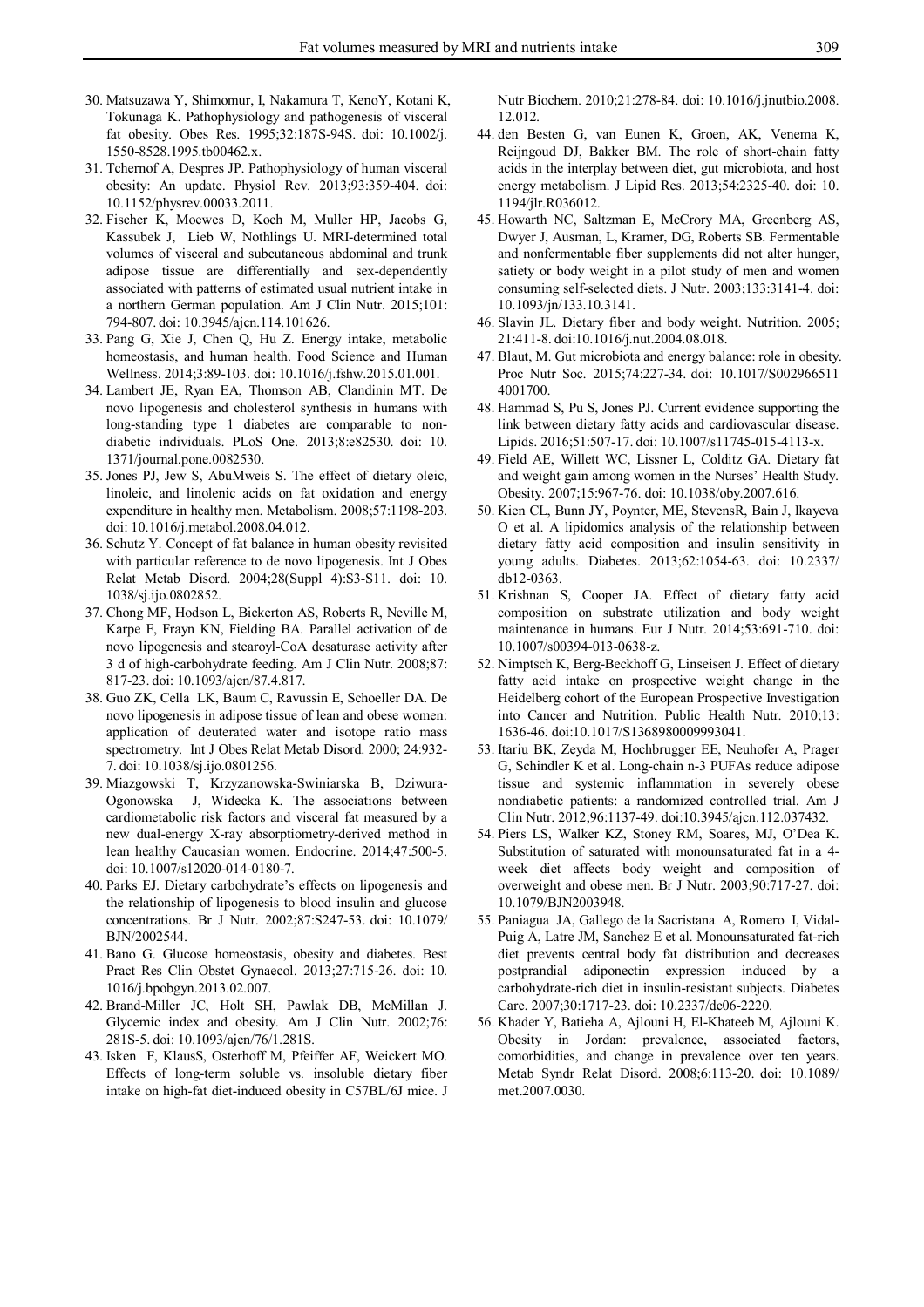30. Matsuzawa Y, Shimomur, I, Nakamura T, KenoY, Kotani K, Tokunaga K. Pathophysiology and pathogenesis of visceral fat obesity. Obes Res. 1995;32:187S-94S. doi: 10.1002/j.1550-8528.1995.tb00462.x.
31. Tchernof A, Despres JP. Pathophysiology of human visceral obesity: An update. Physiol Rev. 2013;93:359-404. doi: 10.1152/physrev.00033.2011.
32. Fischer K, Moewes D, Koch M, Muller HP, Jacobs G, Kassubek J, Lieb W, Nothlings U. MRI-determined total volumes of visceral and subcutaneous abdominal and trunk adipose tissue are differentially and sex-dependently associated with patterns of estimated usual nutrient intake in a northern German population. Am J Clin Nutr. 2015;101: 794-807. doi: 10.3945/ajcn.114.101626.
33. Pang G, Xie J, Chen Q, Hu Z. Energy intake, metabolic homeostasis, and human health. Food Science and Human Wellness. 2014;3:89-103. doi: 10.1016/j.fshw.2015.01.001.
34. Lambert JE, Ryan EA, Thomson AB, Clandinin MT. De novo lipogenesis and cholesterol synthesis in humans with long-standing type 1 diabetes are comparable to non-diabetic individuals. PLoS One. 2013;8:e82530. doi: 10.1371/journal.pone.0082530.
35. Jones PJ, Jew S, AbuMweis S. The effect of dietary oleic, linoleic, and linolenic acids on fat oxidation and energy expenditure in healthy men. Metabolism. 2008;57:1198-203. doi: 10.1016/j.metabol.2008.04.012.
36. Schutz Y. Concept of fat balance in human obesity revisited with particular reference to de novo lipogenesis. Int J Obes Relat Metab Disord. 2004;28(Suppl 4):S3-S11. doi: 10.1038/sj.ijo.0802852.
37. Chong MF, Hodson L, Bickerton AS, Roberts R, Neville M, Karpe F, Frayn KN, Fielding BA. Parallel activation of de novo lipogenesis and stearoyl-CoA desaturase activity after 3 d of high-carbohydrate feeding. Am J Clin Nutr. 2008;87: 817-23. doi: 10.1093/ajcn/87.4.817.
38. Guo ZK, Cella LK, Baum C, Ravussin E, Schoeller DA. De novo lipogenesis in adipose tissue of lean and obese women: application of deuterated water and isotope ratio mass spectrometry. Int J Obes Relat Metab Disord. 2000; 24:932-7. doi: 10.1038/sj.ijo.0801256.
39. Miazgowski T, Krzyzanowska-Swiniarska B, Dziwura-Ogonowska J, Widecka K. The associations between cardiometabolic risk factors and visceral fat measured by a new dual-energy X-ray absorptiometry-derived method in lean healthy Caucasian women. Endocrine. 2014;47:500-5. doi: 10.1007/s12020-014-0180-7.
40. Parks EJ. Dietary carbohydrate's effects on lipogenesis and the relationship of lipogenesis to blood insulin and glucose concentrations. Br J Nutr. 2002;87:S247-53. doi: 10.1079/BJN/2002544.
41. Bano G. Glucose homeostasis, obesity and diabetes. Best Pract Res Clin Obstet Gynaecol. 2013;27:715-26. doi: 10.1016/j.bpobgyn.2013.02.007.
42. Brand-Miller JC, Holt SH, Pawlak DB, McMillan J. Glycemic index and obesity. Am J Clin Nutr. 2002;76: 281S-5. doi: 10.1093/ajcn/76/1.281S.
43. Isken F, KlausS, Osterhoff M, Pfeiffer AF, Weickert MO. Effects of long-term soluble vs. insoluble dietary fiber intake on high-fat diet-induced obesity in C57BL/6J mice. J Nutr Biochem. 2010;21:278-84. doi: 10.1016/j.jnutbio.2008.12.012.
44. den Besten G, van Eunen K, Groen, AK, Venema K, Reijngoud DJ, Bakker BM. The role of short-chain fatty acids in the interplay between diet, gut microbiota, and host energy metabolism. J Lipid Res. 2013;54:2325-40. doi: 10.1194/jlr.R036012.
45. Howarth NC, Saltzman E, McCrory MA, Greenberg AS, Dwyer J, Ausman, L, Kramer, DG, Roberts SB. Fermentable and nonfermentable fiber supplements did not alter hunger, satiety or body weight in a pilot study of men and women consuming self-selected diets. J Nutr. 2003;133:3141-4. doi: 10.1093/jn/133.10.3141.
46. Slavin JL. Dietary fiber and body weight. Nutrition. 2005; 21:411-8. doi:10.1016/j.nut.2004.08.018.
47. Blaut, M. Gut microbiota and energy balance: role in obesity. Proc Nutr Soc. 2015;74:227-34. doi: 10.1017/S0029665114001700.
48. Hammad S, Pu S, Jones PJ. Current evidence supporting the link between dietary fatty acids and cardiovascular disease. Lipids. 2016;51:507-17. doi: 10.1007/s11745-015-4113-x.
49. Field AE, Willett WC, Lissner L, Colditz GA. Dietary fat and weight gain among women in the Nurses' Health Study. Obesity. 2007;15:967-76. doi: 10.1038/oby.2007.616.
50. Kien CL, Bunn JY, Poynter, ME, StevensR, Bain J, Ikayeva O et al. A lipidomics analysis of the relationship between dietary fatty acid composition and insulin sensitivity in young adults. Diabetes. 2013;62:1054-63. doi: 10.2337/db12-0363.
51. Krishnan S, Cooper JA. Effect of dietary fatty acid composition on substrate utilization and body weight maintenance in humans. Eur J Nutr. 2014;53:691-710. doi: 10.1007/s00394-013-0638-z.
52. Nimptsch K, Berg-Beckhoff G, Linseisen J. Effect of dietary fatty acid intake on prospective weight change in the Heidelberg cohort of the European Prospective Investigation into Cancer and Nutrition. Public Health Nutr. 2010;13: 1636-46. doi:10.1017/S1368980009993041.
53. Itariu BK, Zeyda M, Hochbrugger EE, Neuhofer A, Prager G, Schindler K et al. Long-chain n-3 PUFAs reduce adipose tissue and systemic inflammation in severely obese nondiabetic patients: a randomized controlled trial. Am J Clin Nutr. 2012;96:1137-49. doi:10.3945/ajcn.112.037432.
54. Piers LS, Walker KZ, Stoney RM, Soares, MJ, O'Dea K. Substitution of saturated with monounsaturated fat in a 4-week diet affects body weight and composition of overweight and obese men. Br J Nutr. 2003;90:717-27. doi: 10.1079/BJN2003948.
55. Paniagua JA, Gallego de la Sacristana A, Romero I, Vidal-Puig A, Latre JM, Sanchez E et al. Monounsaturated fat-rich diet prevents central body fat distribution and decreases postprandial adiponectin expression induced by a carbohydrate-rich diet in insulin-resistant subjects. Diabetes Care. 2007;30:1717-23. doi: 10.2337/dc06-2220.
56. Khader Y, Batieha A, Ajlouni H, El-Khateeb M, Ajlouni K. Obesity in Jordan: prevalence, associated factors, comorbidities, and change in prevalence over ten years. Metab Syndr Relat Disord. 2008;6:113-20. doi: 10.1089/met.2007.0030.